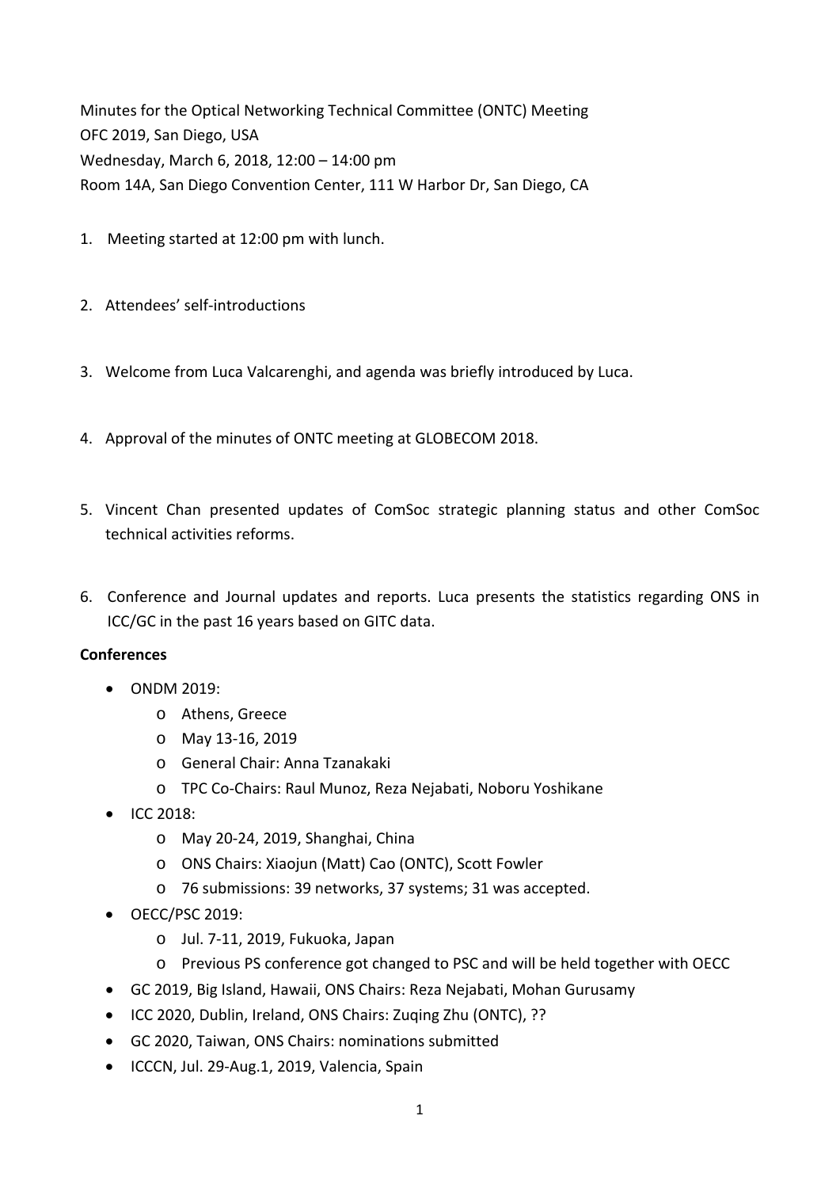Minutes for the Optical Networking Technical Committee (ONTC) Meeting
OFC 2019, San Diego, USA
Wednesday, March 6, 2018, 12:00 – 14:00 pm
Room 14A, San Diego Convention Center, 111 W Harbor Dr, San Diego, CA

1. Meeting started at 12:00 pm with lunch.

2. Attendees' self-introductions

3. Welcome from Luca Valcarenghi, and agenda was briefly introduced by Luca.

4. Approval of the minutes of ONTC meeting at GLOBECOM 2018.

5. Vincent Chan presented updates of ComSoc strategic planning status and other ComSoc technical activities reforms.

6. Conference and Journal updates and reports. Luca presents the statistics regarding ONS in ICC/GC in the past 16 years based on GITC data.

**Conferences**

- ONDM 2019:
  - Athens, Greece
  - May 13-16, 2019
  - General Chair: Anna Tzanakaki
  - TPC Co-Chairs: Raul Munoz, Reza Nejabati, Noboru Yoshikane
- ICC 2018:
  - May 20-24, 2019, Shanghai, China
  - ONS Chairs: Xiaojun (Matt) Cao (ONTC), Scott Fowler
  - 76 submissions: 39 networks, 37 systems; 31 was accepted.
- OECC/PSC 2019:
  - Jul. 7-11, 2019, Fukuoka, Japan
  - Previous PS conference got changed to PSC and will be held together with OECC
- GC 2019, Big Island, Hawaii, ONS Chairs: Reza Nejabati, Mohan Gurusamy
- ICC 2020, Dublin, Ireland, ONS Chairs: Zuqing Zhu (ONTC), ??
- GC 2020, Taiwan, ONS Chairs: nominations submitted
- ICCCN, Jul. 29-Aug.1, 2019, Valencia, Spain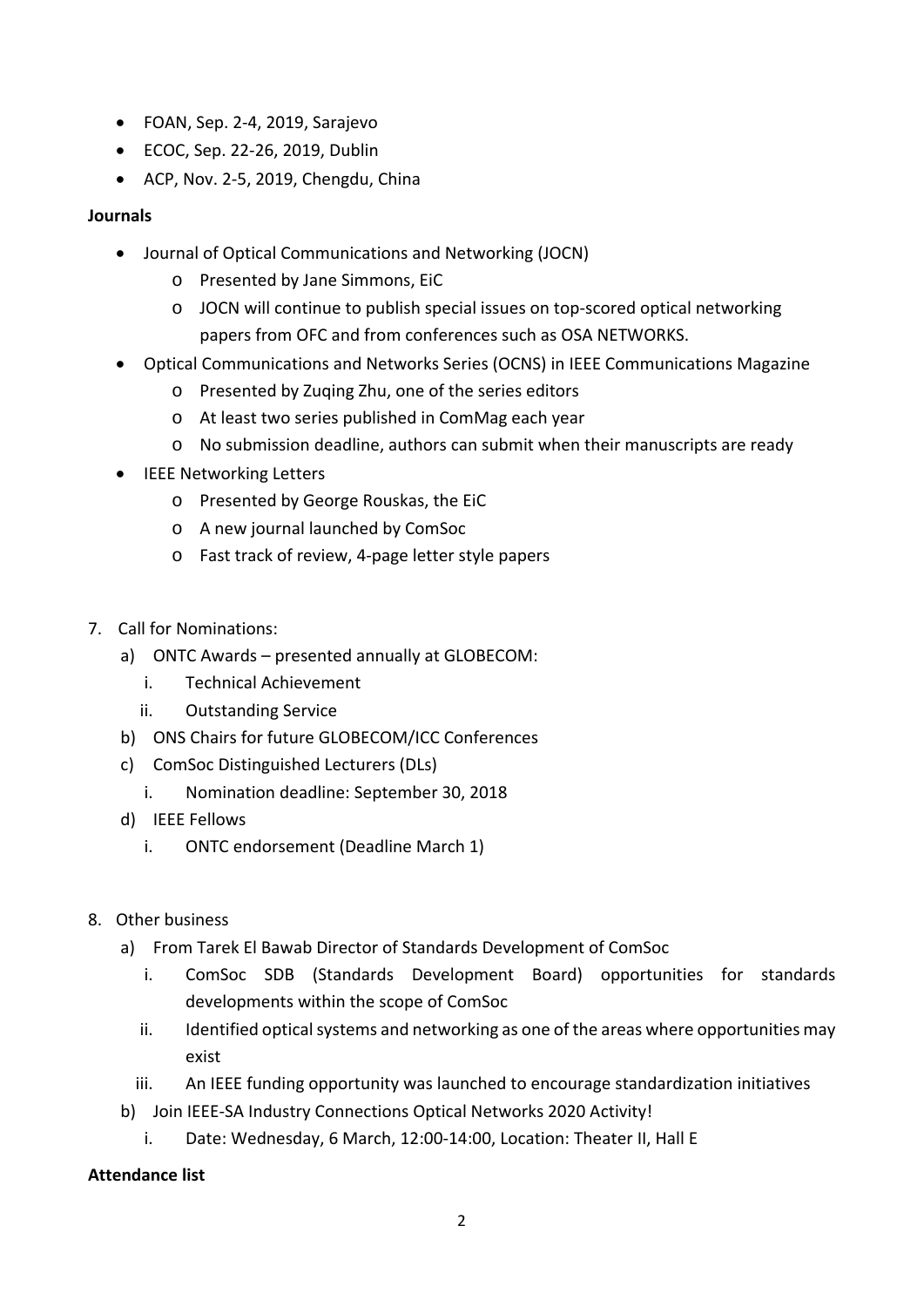- FOAN, Sep. 2-4, 2019, Sarajevo
- ECOC, Sep. 22-26, 2019, Dublin
- ACP, Nov. 2-5, 2019, Chengdu, China

**Journals**

- Journal of Optical Communications and Networking (JOCN)
    - Presented by Jane Simmons, EiC
    - JOCN will continue to publish special issues on top-scored optical networking papers from OFC and from conferences such as OSA NETWORKS.
- Optical Communications and Networks Series (OCNS) in IEEE Communications Magazine
    - Presented by Zuqing Zhu, one of the series editors
    - At least two series published in ComMag each year
    - No submission deadline, authors can submit when their manuscripts are ready
- IEEE Networking Letters
    - Presented by George Rouskas, the EiC
    - A new journal launched by ComSoc
    - Fast track of review, 4-page letter style papers

7. Call for Nominations:
    a) ONTC Awards – presented annually at GLOBECOM:
        i. Technical Achievement
        ii. Outstanding Service
    b) ONS Chairs for future GLOBECOM/ICC Conferences
    c) ComSoc Distinguished Lecturers (DLs)
        i. Nomination deadline: September 30, 2018
    d) IEEE Fellows
        i. ONTC endorsement (Deadline March 1)

8. Other business
    a) From Tarek El Bawab Director of Standards Development of ComSoc
        i. ComSoc SDB (Standards Development Board) opportunities for standards developments within the scope of ComSoc
        ii. Identified optical systems and networking as one of the areas where opportunities may exist
        iii. An IEEE funding opportunity was launched to encourage standardization initiatives
    b) Join IEEE-SA Industry Connections Optical Networks 2020 Activity!
        i. Date: Wednesday, 6 March, 12:00-14:00, Location: Theater II, Hall E

**Attendance list**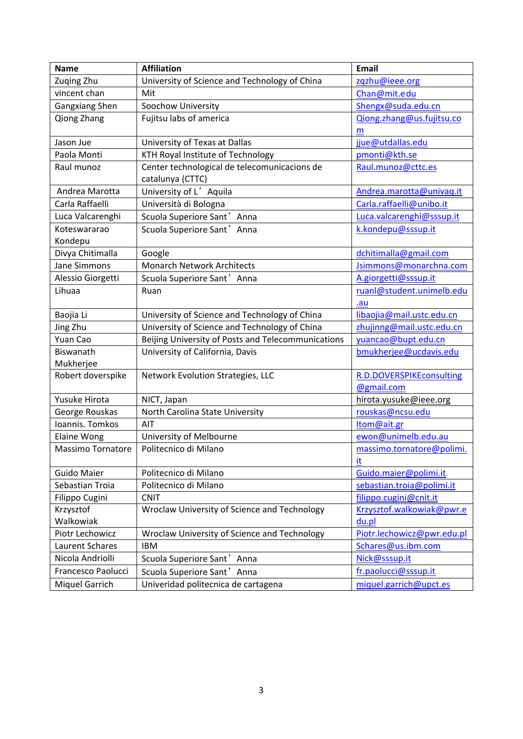| Name | Affiliation | Email |
|---|---|---|
| Zuqing Zhu | University of Science and Technology of China | zqzhu@ieee.org |
| vincent chan | Mit | Chan@mit.edu |
| Gangxiang Shen | Soochow University | Shengx@suda.edu.cn |
| Qiong Zhang | Fujitsu labs of america | Qiong.zhang@us.fujitsu.com |
| Jason Jue | University of Texas at Dallas | jjue@utdallas.edu |
| Paola Monti | KTH Royal Institute of Technology | pmonti@kth.se |
| Raul munoz | Center technological de telecomunicacions de catalunya (CTTC) | Raul.munoz@cttc.es |
| Andrea Marotta | University of L' Aquila | Andrea.marotta@univaq.it |
| Carla Raffaelli | Università di Bologna | Carla.raffaelli@unibo.it |
| Luca Valcarenghi | Scuola Superiore Sant' Anna | Luca.valcarenghi@sssup.it |
| Koteswararao Kondepu | Scuola Superiore Sant' Anna | k.kondepu@sssup.it |
| Divya Chitimalla | Google | dchitimalla@gmail.com |
| Jane Simmons | Monarch Network Architects | Jsimmons@monarchna.com |
| Alessio Giorgetti | Scuola Superiore Sant' Anna | A.giorgetti@sssup.it |
| Lihuaa | Ruan | ruanl@student.unimelb.edu.au |
| Baojia Li | University of Science and Technology of China | libaojia@mail.ustc.edu.cn |
| Jing Zhu | University of Science and Technology of China | zhujinng@mail.ustc.edu.cn |
| Yuan Cao | Beijing University of Posts and Telecommunications | yuancao@bupt.edu.cn |
| Biswanath Mukherjee | University of California, Davis | bmukherjee@ucdavis.edu |
| Robert doverspike | Network Evolution Strategies, LLC | R.D.DOVERSPIKEconsulting@gmail.com |
| Yusuke Hirota | NICT, Japan | hirota.yusuke@ieee.org |
| George Rouskas | North Carolina State University | rouskas@ncsu.edu |
| Ioannis. Tomkos | AIT | Itom@ait.gr |
| Elaine Wong | University of Melbourne | ewon@unimelb.edu.au |
| Massimo Tornatore | Politecnico di Milano | massimo.tornatore@polimi.it |
| Guido Maier | Politecnico di Milano | Guido.maier@polimi.it |
| Sebastian Troia | Politecnico di Milano | sebastian.troia@polimi.it |
| Filippo Cugini | CNIT | filippo.cugini@cnit.it |
| Krzysztof Walkowiak | Wroclaw University of Science and Technology | Krzysztof.walkowiak@pwr.edu.pl |
| Piotr Lechowicz | Wroclaw University of Science and Technology | Piotr.lechowicz@pwr.edu.pl |
| Laurent Schares | IBM | Schares@us.ibm.com |
| Nicola Andriolli | Scuola Superiore Sant' Anna | Nick@sssup.it |
| Francesco Paolucci | Scuola Superiore Sant' Anna | fr.paolucci@sssup.it |
| Miquel Garrich | Univeridad politecnica de cartagena | miquel.garrich@upct.es |